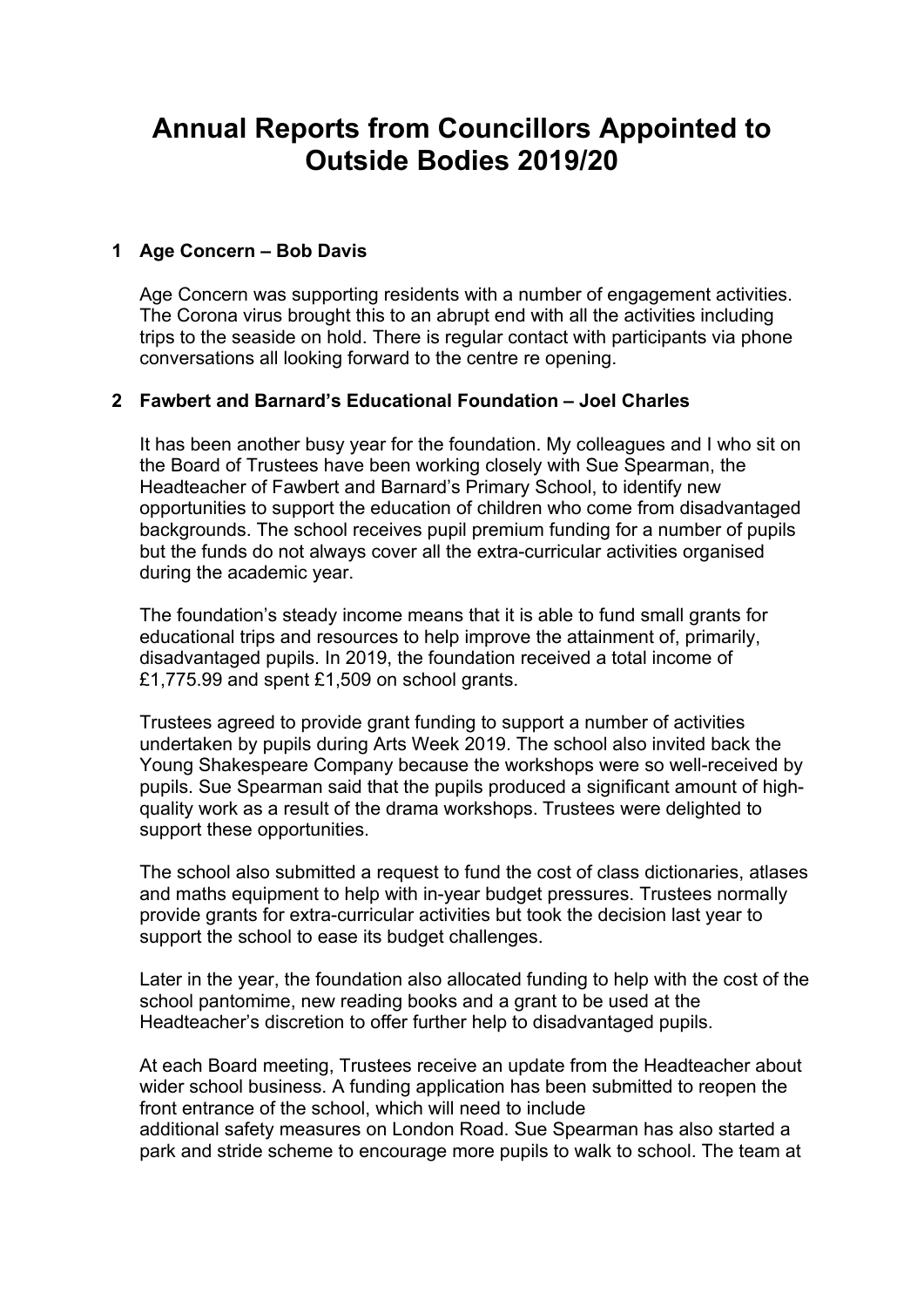# Annual Reports from Councillors Appointed to Outside Bodies 2019/20

## 1 Age Concern – Bob Davis

Age Concern was supporting residents with a number of engagement activities. The Corona virus brought this to an abrupt end with all the activities including trips to the seaside on hold. There is regular contact with participants via phone conversations all looking forward to the centre re opening.

## 2 Fawbert and Barnard's Educational Foundation – Joel Charles

It has been another busy year for the foundation. My colleagues and I who sit on the Board of Trustees have been working closely with Sue Spearman, the Headteacher of Fawbert and Barnard's Primary School, to identify new opportunities to support the education of children who come from disadvantaged backgrounds. The school receives pupil premium funding for a number of pupils but the funds do not always cover all the extra-curricular activities organised during the academic year.

The foundation's steady income means that it is able to fund small grants for educational trips and resources to help improve the attainment of, primarily, disadvantaged pupils. In 2019, the foundation received a total income of £1,775.99 and spent £1,509 on school grants.

Trustees agreed to provide grant funding to support a number of activities undertaken by pupils during Arts Week 2019. The school also invited back the Young Shakespeare Company because the workshops were so well-received by pupils. Sue Spearman said that the pupils produced a significant amount of high-quality work as a result of the drama workshops. Trustees were delighted to support these opportunities.

The school also submitted a request to fund the cost of class dictionaries, atlases and maths equipment to help with in-year budget pressures. Trustees normally provide grants for extra-curricular activities but took the decision last year to support the school to ease its budget challenges.

Later in the year, the foundation also allocated funding to help with the cost of the school pantomime, new reading books and a grant to be used at the Headteacher's discretion to offer further help to disadvantaged pupils.

At each Board meeting, Trustees receive an update from the Headteacher about wider school business. A funding application has been submitted to reopen the front entrance of the school, which will need to include additional safety measures on London Road. Sue Spearman has also started a park and stride scheme to encourage more pupils to walk to school. The team at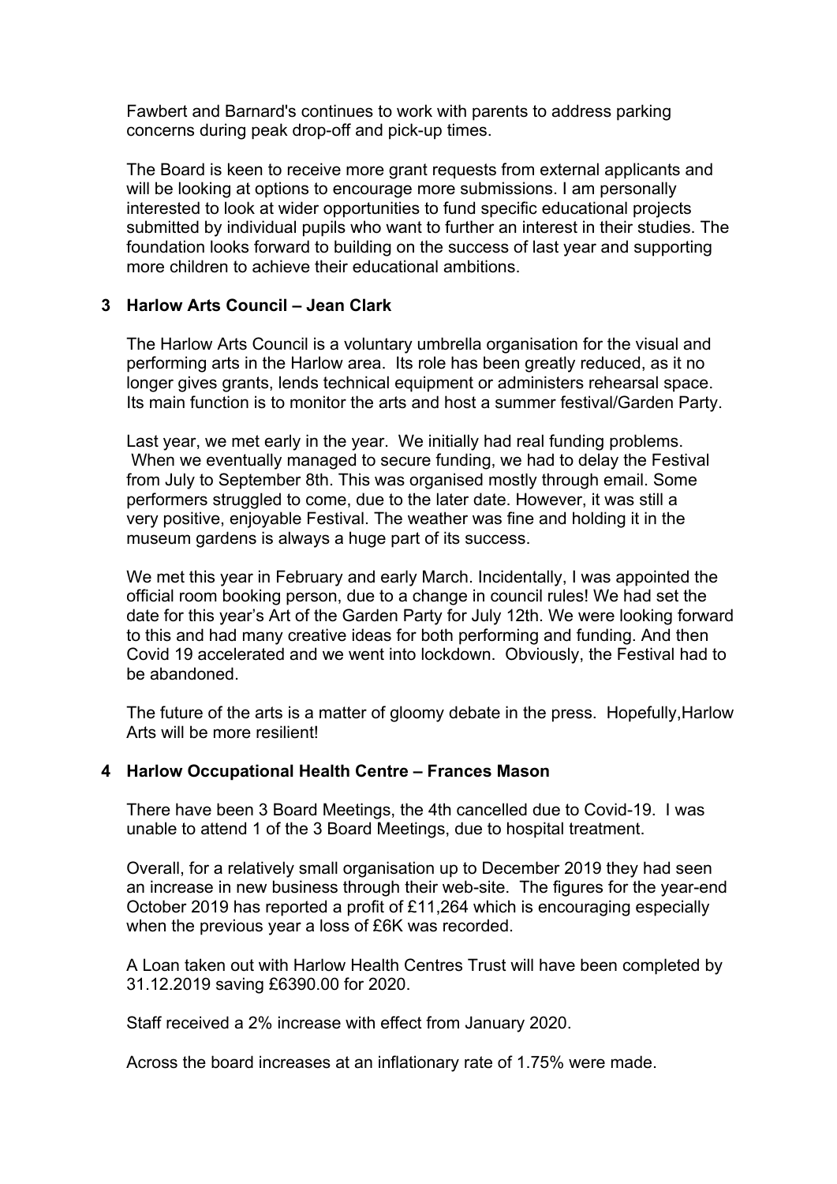Fawbert and Barnard's continues to work with parents to address parking concerns during peak drop-off and pick-up times.

The Board is keen to receive more grant requests from external applicants and will be looking at options to encourage more submissions. I am personally interested to look at wider opportunities to fund specific educational projects submitted by individual pupils who want to further an interest in their studies. The foundation looks forward to building on the success of last year and supporting more children to achieve their educational ambitions.

### 3 Harlow Arts Council – Jean Clark

The Harlow Arts Council is a voluntary umbrella organisation for the visual and performing arts in the Harlow area. Its role has been greatly reduced, as it no longer gives grants, lends technical equipment or administers rehearsal space. Its main function is to monitor the arts and host a summer festival/Garden Party.

Last year, we met early in the year. We initially had real funding problems. When we eventually managed to secure funding, we had to delay the Festival from July to September 8th. This was organised mostly through email. Some performers struggled to come, due to the later date. However, it was still a very positive, enjoyable Festival. The weather was fine and holding it in the museum gardens is always a huge part of its success.

We met this year in February and early March. Incidentally, I was appointed the official room booking person, due to a change in council rules! We had set the date for this year's Art of the Garden Party for July 12th. We were looking forward to this and had many creative ideas for both performing and funding. And then Covid 19 accelerated and we went into lockdown. Obviously, the Festival had to be abandoned.

The future of the arts is a matter of gloomy debate in the press. Hopefully,Harlow Arts will be more resilient!

### 4 Harlow Occupational Health Centre – Frances Mason

There have been 3 Board Meetings, the 4th cancelled due to Covid-19. I was unable to attend 1 of the 3 Board Meetings, due to hospital treatment.

Overall, for a relatively small organisation up to December 2019 they had seen an increase in new business through their web-site. The figures for the year-end October 2019 has reported a profit of £11,264 which is encouraging especially when the previous year a loss of £6K was recorded.

A Loan taken out with Harlow Health Centres Trust will have been completed by 31.12.2019 saving £6390.00 for 2020.

Staff received a 2% increase with effect from January 2020.

Across the board increases at an inflationary rate of 1.75% were made.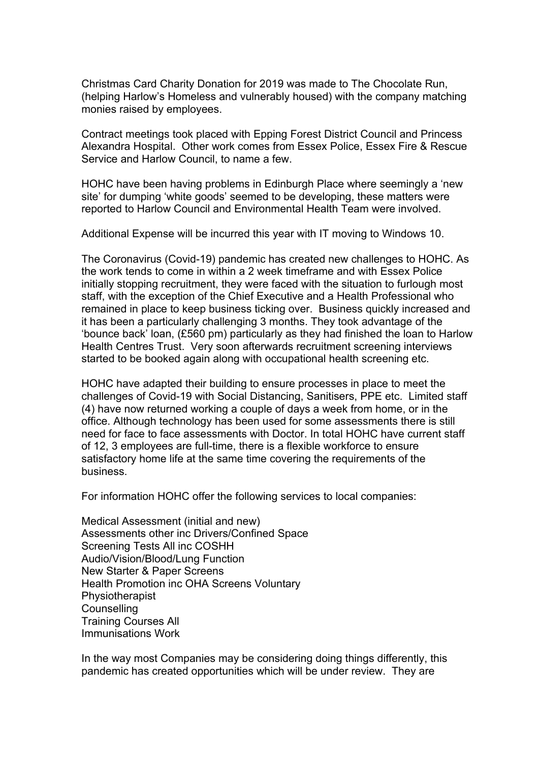Christmas Card Charity Donation for 2019 was made to The Chocolate Run, (helping Harlow's Homeless and vulnerably housed) with the company matching monies raised by employees.

Contract meetings took placed with Epping Forest District Council and Princess Alexandra Hospital. Other work comes from Essex Police, Essex Fire & Rescue Service and Harlow Council, to name a few.

HOHC have been having problems in Edinburgh Place where seemingly a 'new site' for dumping 'white goods' seemed to be developing, these matters were reported to Harlow Council and Environmental Health Team were involved.

Additional Expense will be incurred this year with IT moving to Windows 10.

The Coronavirus (Covid-19) pandemic has created new challenges to HOHC. As the work tends to come in within a 2 week timeframe and with Essex Police initially stopping recruitment, they were faced with the situation to furlough most staff, with the exception of the Chief Executive and a Health Professional who remained in place to keep business ticking over. Business quickly increased and it has been a particularly challenging 3 months. They took advantage of the 'bounce back' loan, (£560 pm) particularly as they had finished the loan to Harlow Health Centres Trust. Very soon afterwards recruitment screening interviews started to be booked again along with occupational health screening etc.

HOHC have adapted their building to ensure processes in place to meet the challenges of Covid-19 with Social Distancing, Sanitisers, PPE etc. Limited staff (4) have now returned working a couple of days a week from home, or in the office. Although technology has been used for some assessments there is still need for face to face assessments with Doctor. In total HOHC have current staff of 12, 3 employees are full-time, there is a flexible workforce to ensure satisfactory home life at the same time covering the requirements of the business.

For information HOHC offer the following services to local companies:

Medical Assessment (initial and new)  
Assessments other inc Drivers/Confined Space  
Screening Tests All inc COSHH  
Audio/Vision/Blood/Lung Function  
New Starter & Paper Screens  
Health Promotion inc OHA Screens Voluntary  
Physiotherapist  
Counselling  
Training Courses All  
Immunisations Work

In the way most Companies may be considering doing things differently, this pandemic has created opportunities which will be under review. They are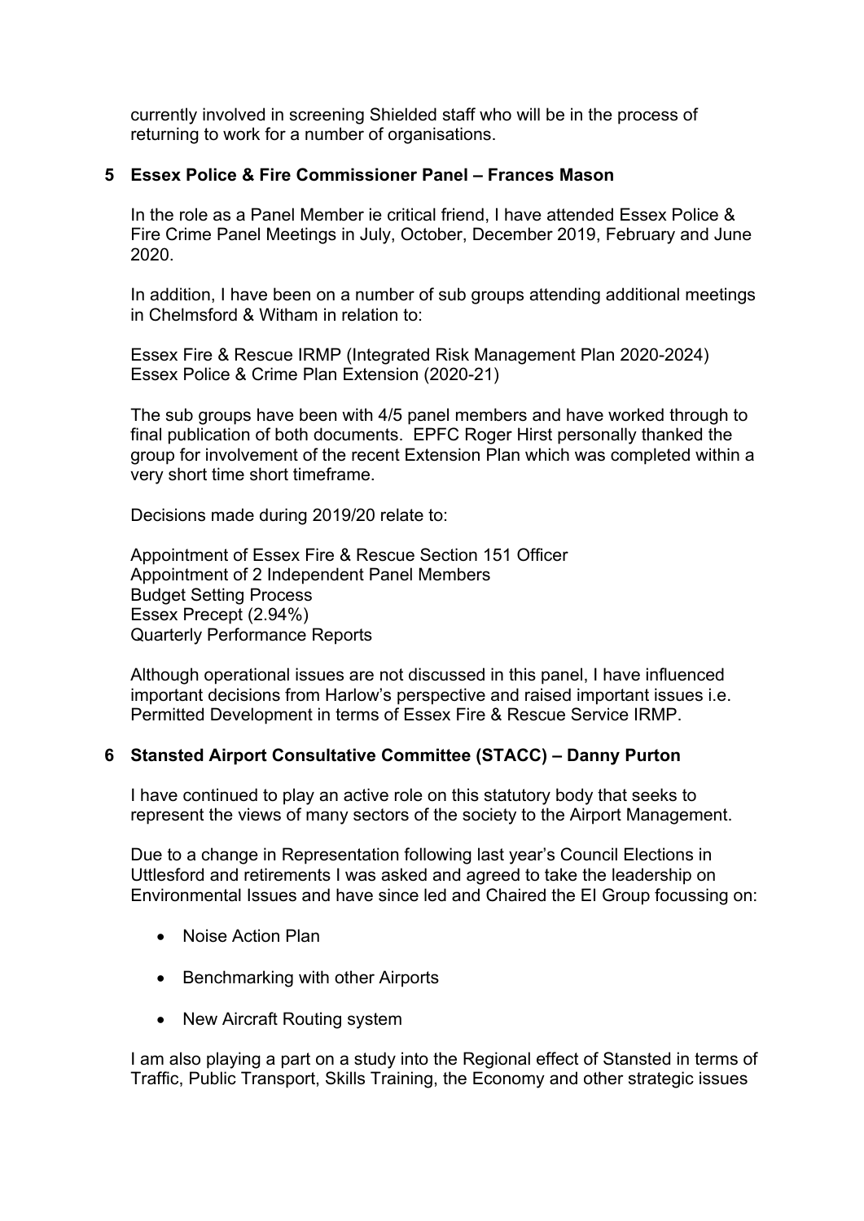currently involved in screening Shielded staff who will be in the process of returning to work for a number of organisations.

## 5 Essex Police & Fire Commissioner Panel – Frances Mason

In the role as a Panel Member ie critical friend, I have attended Essex Police & Fire Crime Panel Meetings in July, October, December 2019, February and June 2020.

In addition, I have been on a number of sub groups attending additional meetings in Chelmsford & Witham in relation to:

Essex Fire & Rescue IRMP (Integrated Risk Management Plan 2020-2024)
Essex Police & Crime Plan Extension (2020-21)

The sub groups have been with 4/5 panel members and have worked through to final publication of both documents. EPFC Roger Hirst personally thanked the group for involvement of the recent Extension Plan which was completed within a very short time short timeframe.

Decisions made during 2019/20 relate to:

Appointment of Essex Fire & Rescue Section 151 Officer
Appointment of 2 Independent Panel Members
Budget Setting Process
Essex Precept (2.94%)
Quarterly Performance Reports

Although operational issues are not discussed in this panel, I have influenced important decisions from Harlow's perspective and raised important issues i.e. Permitted Development in terms of Essex Fire & Rescue Service IRMP.

## 6 Stansted Airport Consultative Committee (STACC) – Danny Purton

I have continued to play an active role on this statutory body that seeks to represent the views of many sectors of the society to the Airport Management.

Due to a change in Representation following last year's Council Elections in Uttlesford and retirements I was asked and agreed to take the leadership on Environmental Issues and have since led and Chaired the EI Group focussing on:

- Noise Action Plan
- Benchmarking with other Airports
- New Aircraft Routing system

I am also playing a part on a study into the Regional effect of Stansted in terms of Traffic, Public Transport, Skills Training, the Economy and other strategic issues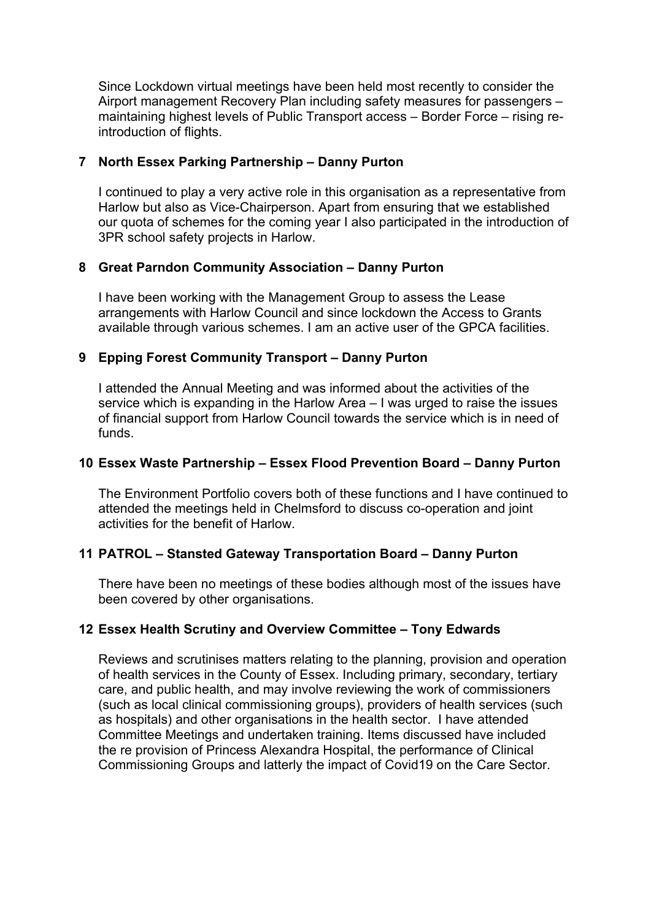Since Lockdown virtual meetings have been held most recently to consider the Airport management Recovery Plan including safety measures for passengers – maintaining highest levels of Public Transport access – Border Force – rising re-introduction of flights.

## 7 North Essex Parking Partnership – Danny Purton

I continued to play a very active role in this organisation as a representative from Harlow but also as Vice-Chairperson. Apart from ensuring that we established our quota of schemes for the coming year I also participated in the introduction of 3PR school safety projects in Harlow.

## 8 Great Parndon Community Association – Danny Purton

I have been working with the Management Group to assess the Lease arrangements with Harlow Council and since lockdown the Access to Grants available through various schemes. I am an active user of the GPCA facilities.

## 9 Epping Forest Community Transport – Danny Purton

I attended the Annual Meeting and was informed about the activities of the service which is expanding in the Harlow Area – I was urged to raise the issues of financial support from Harlow Council towards the service which is in need of funds.

## 10 Essex Waste Partnership – Essex Flood Prevention Board – Danny Purton

The Environment Portfolio covers both of these functions and I have continued to attended the meetings held in Chelmsford to discuss co-operation and joint activities for the benefit of Harlow.

## 11 PATROL – Stansted Gateway Transportation Board – Danny Purton

There have been no meetings of these bodies although most of the issues have been covered by other organisations.

## 12 Essex Health Scrutiny and Overview Committee – Tony Edwards

Reviews and scrutinises matters relating to the planning, provision and operation of health services in the County of Essex. Including primary, secondary, tertiary care, and public health, and may involve reviewing the work of commissioners (such as local clinical commissioning groups), providers of health services (such as hospitals) and other organisations in the health sector. I have attended Committee Meetings and undertaken training. Items discussed have included the re provision of Princess Alexandra Hospital, the performance of Clinical Commissioning Groups and latterly the impact of Covid19 on the Care Sector.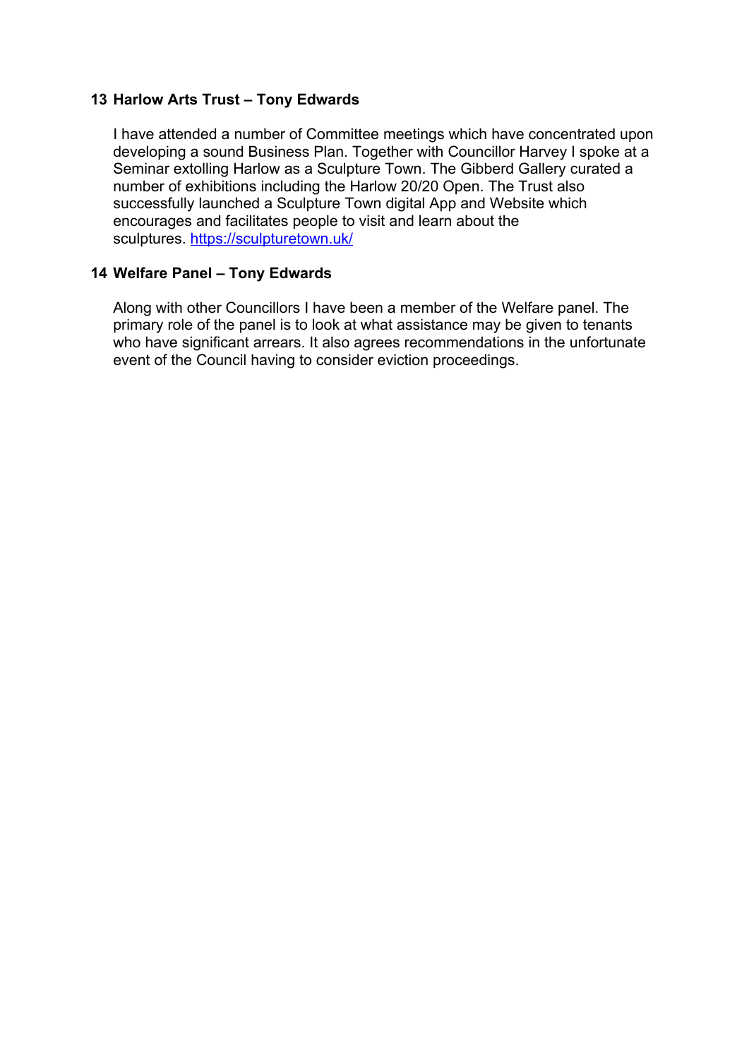### 13 Harlow Arts Trust – Tony Edwards

I have attended a number of Committee meetings which have concentrated upon developing a sound Business Plan. Together with Councillor Harvey I spoke at a Seminar extolling Harlow as a Sculpture Town. The Gibberd Gallery curated a number of exhibitions including the Harlow 20/20 Open. The Trust also successfully launched a Sculpture Town digital App and Website which encourages and facilitates people to visit and learn about the sculptures. https://sculpturetown.uk/

### 14 Welfare Panel – Tony Edwards

Along with other Councillors I have been a member of the Welfare panel. The primary role of the panel is to look at what assistance may be given to tenants who have significant arrears. It also agrees recommendations in the unfortunate event of the Council having to consider eviction proceedings.